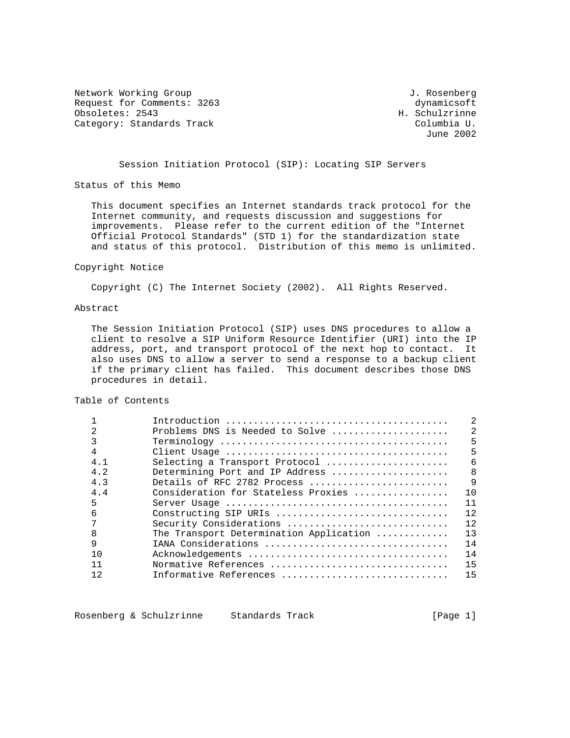Network Working Group J. Rosenberg
Request for Comments: 3263 dynamicsoft
Obsoletes: 2543 H. Schulzrinne
Category: Standards Track Columbia U.
June 2002

# Session Initiation Protocol (SIP): Locating SIP Servers

## Status of this Memo

This document specifies an Internet standards track protocol for the Internet community, and requests discussion and suggestions for improvements. Please refer to the current edition of the "Internet Official Protocol Standards" (STD 1) for the standardization state and status of this protocol. Distribution of this memo is unlimited.

## Copyright Notice

Copyright (C) The Internet Society (2002). All Rights Reserved.

## Abstract

The Session Initiation Protocol (SIP) uses DNS procedures to allow a client to resolve a SIP Uniform Resource Identifier (URI) into the IP address, port, and transport protocol of the next hop to contact. It also uses DNS to allow a server to send a response to a backup client if the primary client has failed. This document describes those DNS procedures in detail.

## Table of Contents

| | | |
|---|---|---|
| 1 | Introduction | 2 |
| 2 | Problems DNS is Needed to Solve | 2 |
| 3 | Terminology | 5 |
| 4 | Client Usage | 5 |
| 4.1 | Selecting a Transport Protocol | 6 |
| 4.2 | Determining Port and IP Address | 8 |
| 4.3 | Details of RFC 2782 Process | 9 |
| 4.4 | Consideration for Stateless Proxies | 10 |
| 5 | Server Usage | 11 |
| 6 | Constructing SIP URIs | 12 |
| 7 | Security Considerations | 12 |
| 8 | The Transport Determination Application | 13 |
| 9 | IANA Considerations | 14 |
| 10 | Acknowledgements | 14 |
| 11 | Normative References | 15 |
| 12 | Informative References | 15 |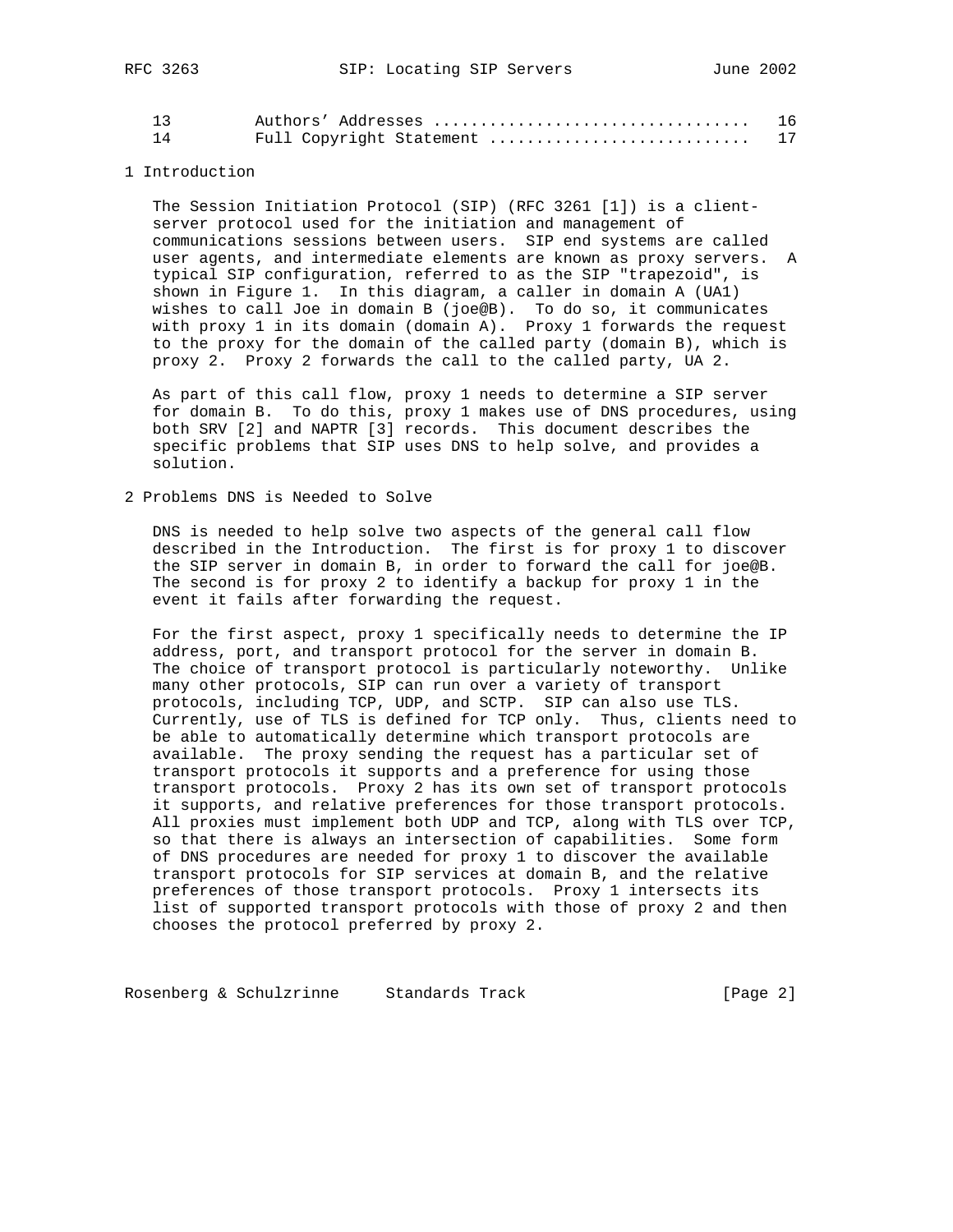| 13 | Authors' Addresses | 16 |
| --- | --- | --- |
| 14 | Full Copyright Statement | 17 |

## 1 Introduction

The Session Initiation Protocol (SIP) (RFC 3261 [1]) is a client-server protocol used for the initiation and management of communications sessions between users. SIP end systems are called user agents, and intermediate elements are known as proxy servers. A typical SIP configuration, referred to as the SIP "trapezoid", is shown in Figure 1. In this diagram, a caller in domain A (UA1) wishes to call Joe in domain B (joe@B). To do so, it communicates with proxy 1 in its domain (domain A). Proxy 1 forwards the request to the proxy for the domain of the called party (domain B), which is proxy 2. Proxy 2 forwards the call to the called party, UA 2.

As part of this call flow, proxy 1 needs to determine a SIP server for domain B. To do this, proxy 1 makes use of DNS procedures, using both SRV [2] and NAPTR [3] records. This document describes the specific problems that SIP uses DNS to help solve, and provides a solution.

## 2 Problems DNS is Needed to Solve

DNS is needed to help solve two aspects of the general call flow described in the Introduction. The first is for proxy 1 to discover the SIP server in domain B, in order to forward the call for joe@B. The second is for proxy 2 to identify a backup for proxy 1 in the event it fails after forwarding the request.

For the first aspect, proxy 1 specifically needs to determine the IP address, port, and transport protocol for the server in domain B. The choice of transport protocol is particularly noteworthy. Unlike many other protocols, SIP can run over a variety of transport protocols, including TCP, UDP, and SCTP. SIP can also use TLS. Currently, use of TLS is defined for TCP only. Thus, clients need to be able to automatically determine which transport protocols are available. The proxy sending the request has a particular set of transport protocols it supports and a preference for using those transport protocols. Proxy 2 has its own set of transport protocols it supports, and relative preferences for those transport protocols. All proxies must implement both UDP and TCP, along with TLS over TCP, so that there is always an intersection of capabilities. Some form of DNS procedures are needed for proxy 1 to discover the available transport protocols for SIP services at domain B, and the relative preferences of those transport protocols. Proxy 1 intersects its list of supported transport protocols with those of proxy 2 and then chooses the protocol preferred by proxy 2.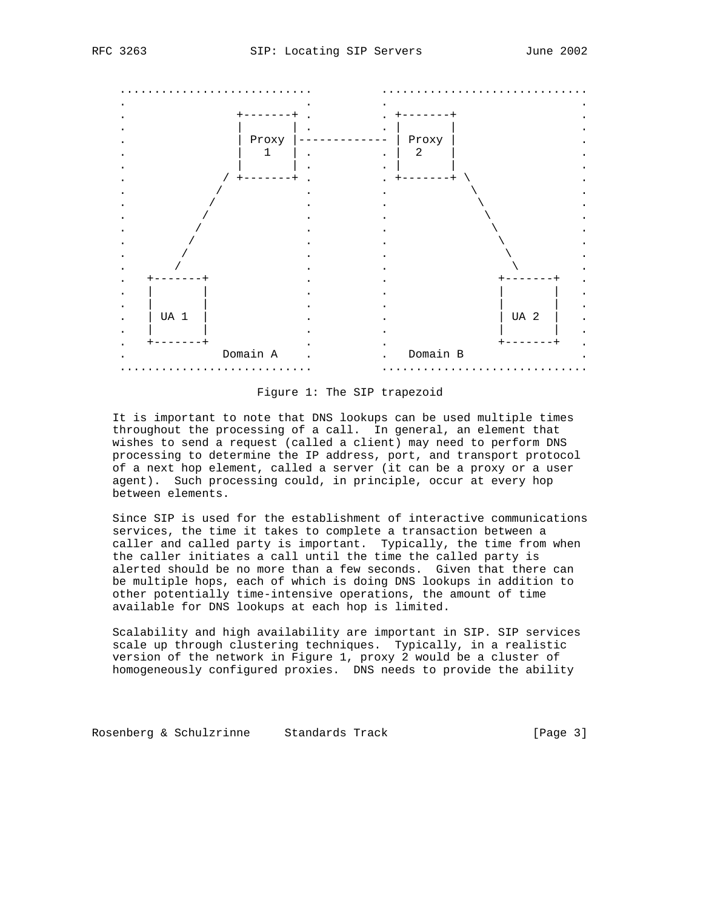```
 ............................         ..............................
 .                          .         .                            .
 .              +-------+ .         . +-------+                  .
 .              |       | .         . |       |                  .
 .              | Proxy |-------------- | Proxy |                  .
 .              |   1   | .         . |   2   |                  .
 .              |       | .         . |       |                  .
 .            / +-------+ .         . +-------+ \                .
 .           /              .         .            \               .
 .          /               .         .             \              .
 .         /                .         .              \             .
 .        /                 .         .               \            .
 .       /                  .         .                \           .
 .      /                   .         .                 \          .
 .     /                    .         .                  \         .
 .   +-------+              .         .               +-------+    .
 .   |       |              .         .               |       |    .
 .   |       |              .         .               |       |    .
 .   | UA 1  |              .         .               | UA 2  |    .
 .   |       |              .         .               |       |    .
 .   +-------+              .         .               +-------+    .
 .            Domain A      .         .   Domain B                 .
 ............................         ..............................
```

Figure 1: The SIP trapezoid

It is important to note that DNS lookups can be used multiple times throughout the processing of a call. In general, an element that wishes to send a request (called a client) may need to perform DNS processing to determine the IP address, port, and transport protocol of a next hop element, called a server (it can be a proxy or a user agent). Such processing could, in principle, occur at every hop between elements.

Since SIP is used for the establishment of interactive communications services, the time it takes to complete a transaction between a caller and called party is important. Typically, the time from when the caller initiates a call until the time the called party is alerted should be no more than a few seconds. Given that there can be multiple hops, each of which is doing DNS lookups in addition to other potentially time-intensive operations, the amount of time available for DNS lookups at each hop is limited.

Scalability and high availability are important in SIP. SIP services scale up through clustering techniques. Typically, in a realistic version of the network in Figure 1, proxy 2 would be a cluster of homogeneously configured proxies. DNS needs to provide the ability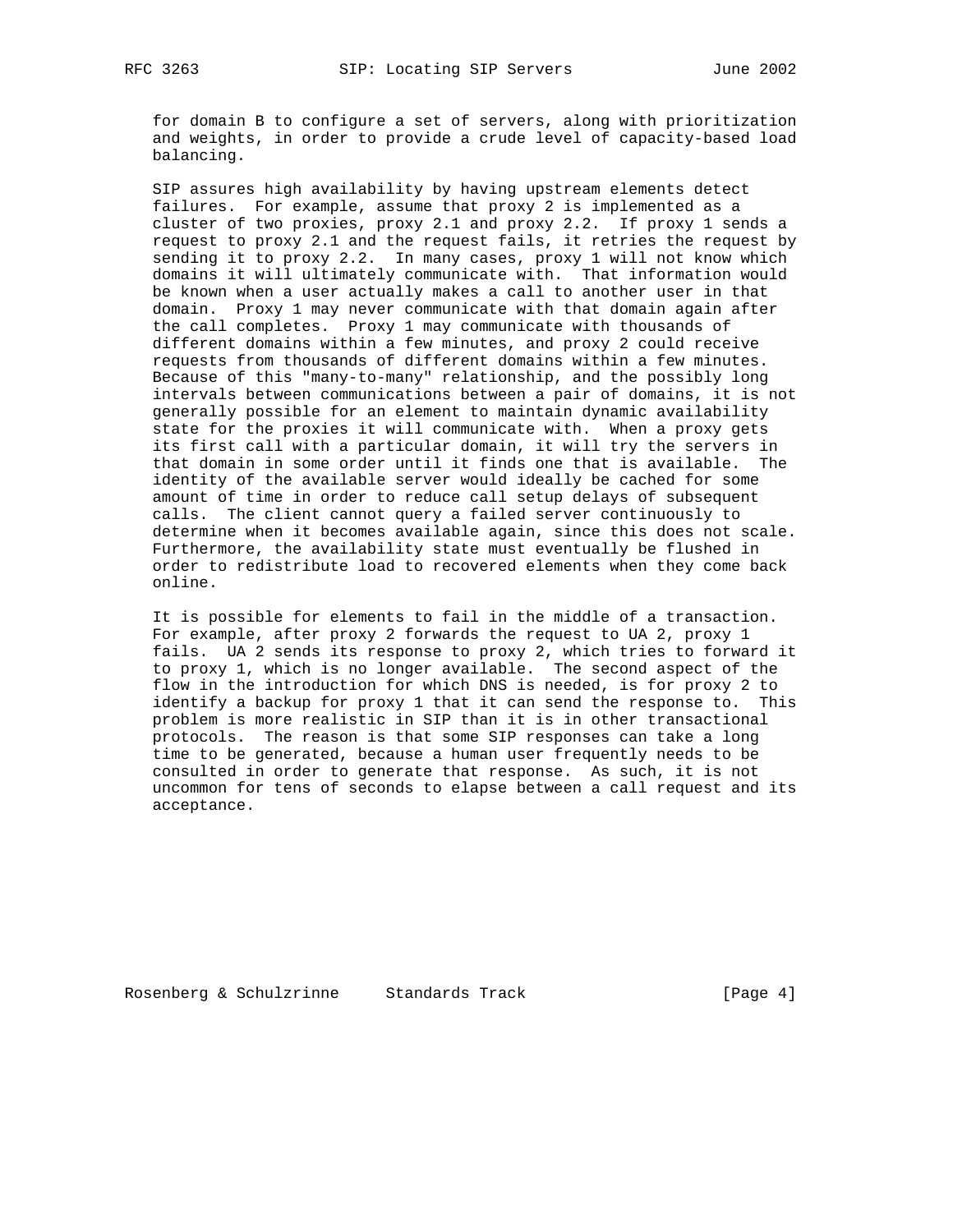for domain B to configure a set of servers, along with prioritization and weights, in order to provide a crude level of capacity-based load balancing.

SIP assures high availability by having upstream elements detect failures. For example, assume that proxy 2 is implemented as a cluster of two proxies, proxy 2.1 and proxy 2.2. If proxy 1 sends a request to proxy 2.1 and the request fails, it retries the request by sending it to proxy 2.2. In many cases, proxy 1 will not know which domains it will ultimately communicate with. That information would be known when a user actually makes a call to another user in that domain. Proxy 1 may never communicate with that domain again after the call completes. Proxy 1 may communicate with thousands of different domains within a few minutes, and proxy 2 could receive requests from thousands of different domains within a few minutes. Because of this "many-to-many" relationship, and the possibly long intervals between communications between a pair of domains, it is not generally possible for an element to maintain dynamic availability state for the proxies it will communicate with. When a proxy gets its first call with a particular domain, it will try the servers in that domain in some order until it finds one that is available. The identity of the available server would ideally be cached for some amount of time in order to reduce call setup delays of subsequent calls. The client cannot query a failed server continuously to determine when it becomes available again, since this does not scale. Furthermore, the availability state must eventually be flushed in order to redistribute load to recovered elements when they come back online.

It is possible for elements to fail in the middle of a transaction. For example, after proxy 2 forwards the request to UA 2, proxy 1 fails. UA 2 sends its response to proxy 2, which tries to forward it to proxy 1, which is no longer available. The second aspect of the flow in the introduction for which DNS is needed, is for proxy 2 to identify a backup for proxy 1 that it can send the response to. This problem is more realistic in SIP than it is in other transactional protocols. The reason is that some SIP responses can take a long time to be generated, because a human user frequently needs to be consulted in order to generate that response. As such, it is not uncommon for tens of seconds to elapse between a call request and its acceptance.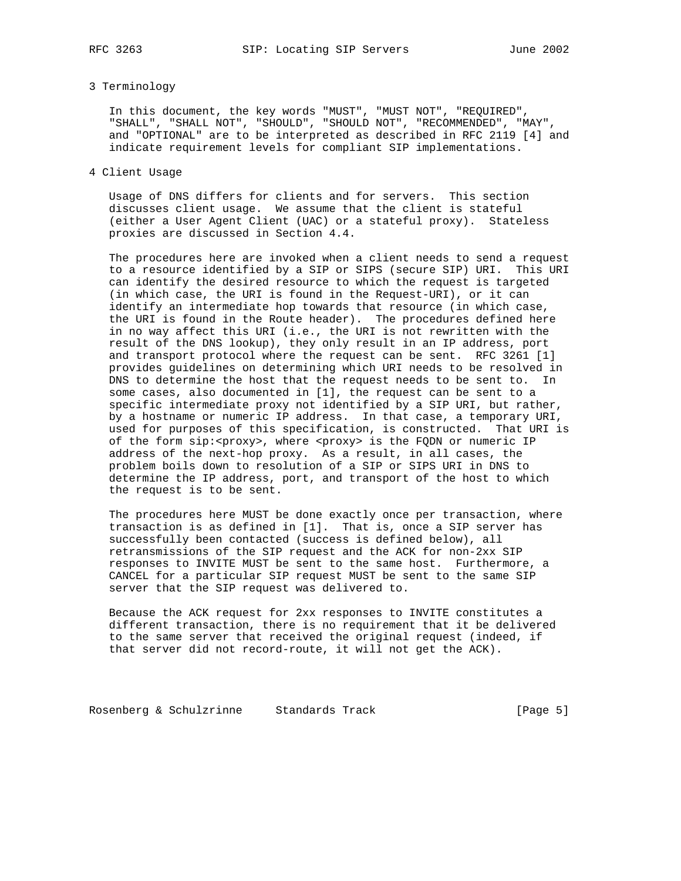## 3 Terminology

In this document, the key words "MUST", "MUST NOT", "REQUIRED", "SHALL", "SHALL NOT", "SHOULD", "SHOULD NOT", "RECOMMENDED", "MAY", and "OPTIONAL" are to be interpreted as described in RFC 2119 [4] and indicate requirement levels for compliant SIP implementations.

## 4 Client Usage

Usage of DNS differs for clients and for servers. This section discusses client usage. We assume that the client is stateful (either a User Agent Client (UAC) or a stateful proxy). Stateless proxies are discussed in Section 4.4.

The procedures here are invoked when a client needs to send a request to a resource identified by a SIP or SIPS (secure SIP) URI. This URI can identify the desired resource to which the request is targeted (in which case, the URI is found in the Request-URI), or it can identify an intermediate hop towards that resource (in which case, the URI is found in the Route header). The procedures defined here in no way affect this URI (i.e., the URI is not rewritten with the result of the DNS lookup), they only result in an IP address, port and transport protocol where the request can be sent. RFC 3261 [1] provides guidelines on determining which URI needs to be resolved in DNS to determine the host that the request needs to be sent to. In some cases, also documented in [1], the request can be sent to a specific intermediate proxy not identified by a SIP URI, but rather, by a hostname or numeric IP address. In that case, a temporary URI, used for purposes of this specification, is constructed. That URI is of the form sip:<proxy>, where <proxy> is the FQDN or numeric IP address of the next-hop proxy. As a result, in all cases, the problem boils down to resolution of a SIP or SIPS URI in DNS to determine the IP address, port, and transport of the host to which the request is to be sent.

The procedures here MUST be done exactly once per transaction, where transaction is as defined in [1]. That is, once a SIP server has successfully been contacted (success is defined below), all retransmissions of the SIP request and the ACK for non-2xx SIP responses to INVITE MUST be sent to the same host. Furthermore, a CANCEL for a particular SIP request MUST be sent to the same SIP server that the SIP request was delivered to.

Because the ACK request for 2xx responses to INVITE constitutes a different transaction, there is no requirement that it be delivered to the same server that received the original request (indeed, if that server did not record-route, it will not get the ACK).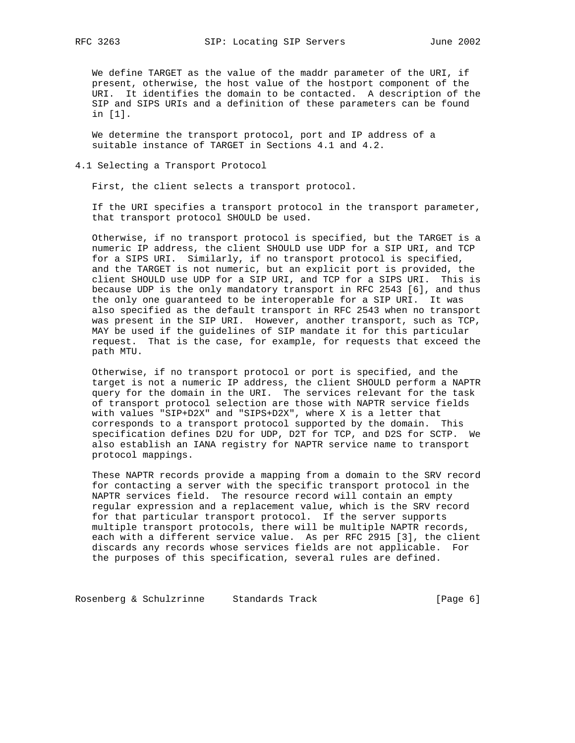We define TARGET as the value of the maddr parameter of the URI, if present, otherwise, the host value of the hostport component of the URI. It identifies the domain to be contacted. A description of the SIP and SIPS URIs and a definition of these parameters can be found in [1].

We determine the transport protocol, port and IP address of a suitable instance of TARGET in Sections 4.1 and 4.2.

## 4.1 Selecting a Transport Protocol

First, the client selects a transport protocol.

If the URI specifies a transport protocol in the transport parameter, that transport protocol SHOULD be used.

Otherwise, if no transport protocol is specified, but the TARGET is a numeric IP address, the client SHOULD use UDP for a SIP URI, and TCP for a SIPS URI. Similarly, if no transport protocol is specified, and the TARGET is not numeric, but an explicit port is provided, the client SHOULD use UDP for a SIP URI, and TCP for a SIPS URI. This is because UDP is the only mandatory transport in RFC 2543 [6], and thus the only one guaranteed to be interoperable for a SIP URI. It was also specified as the default transport in RFC 2543 when no transport was present in the SIP URI. However, another transport, such as TCP, MAY be used if the guidelines of SIP mandate it for this particular request. That is the case, for example, for requests that exceed the path MTU.

Otherwise, if no transport protocol or port is specified, and the target is not a numeric IP address, the client SHOULD perform a NAPTR query for the domain in the URI. The services relevant for the task of transport protocol selection are those with NAPTR service fields with values "SIP+D2X" and "SIPS+D2X", where X is a letter that corresponds to a transport protocol supported by the domain. This specification defines D2U for UDP, D2T for TCP, and D2S for SCTP. We also establish an IANA registry for NAPTR service name to transport protocol mappings.

These NAPTR records provide a mapping from a domain to the SRV record for contacting a server with the specific transport protocol in the NAPTR services field. The resource record will contain an empty regular expression and a replacement value, which is the SRV record for that particular transport protocol. If the server supports multiple transport protocols, there will be multiple NAPTR records, each with a different service value. As per RFC 2915 [3], the client discards any records whose services fields are not applicable. For the purposes of this specification, several rules are defined.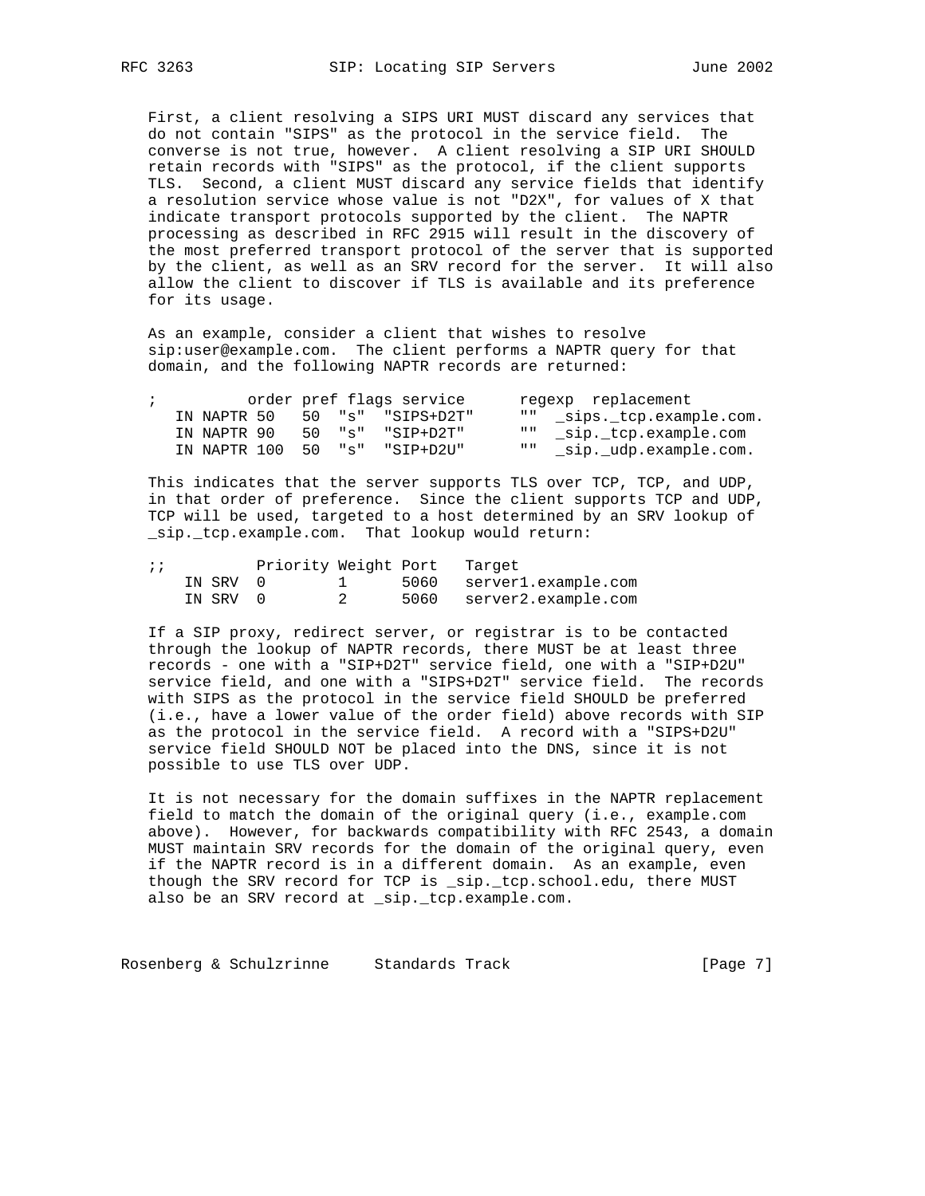First, a client resolving a SIPS URI MUST discard any services that do not contain "SIPS" as the protocol in the service field. The converse is not true, however. A client resolving a SIP URI SHOULD retain records with "SIPS" as the protocol, if the client supports TLS. Second, a client MUST discard any service fields that identify a resolution service whose value is not "D2X", for values of X that indicate transport protocols supported by the client. The NAPTR processing as described in RFC 2915 will result in the discovery of the most preferred transport protocol of the server that is supported by the client, as well as an SRV record for the server. It will also allow the client to discover if TLS is available and its preference for its usage.

As an example, consider a client that wishes to resolve sip:user@example.com. The client performs a NAPTR query for that domain, and the following NAPTR records are returned:

```
;          order pref flags service      regexp  replacement
   IN NAPTR 50   50  "s"  "SIPS+D2T"     ""  _sips._tcp.example.com.
   IN NAPTR 90   50  "s"  "SIP+D2T"      ""  _sip._tcp.example.com
   IN NAPTR 100  50  "s"  "SIP+D2U"      ""  _sip._udp.example.com.
```

This indicates that the server supports TLS over TCP, TCP, and UDP, in that order of preference. Since the client supports TCP and UDP, TCP will be used, targeted to a host determined by an SRV lookup of _sip._tcp.example.com. That lookup would return:

```
;;          Priority Weight Port   Target
    IN SRV  0        1      5060   server1.example.com
    IN SRV  0        2      5060   server2.example.com
```

If a SIP proxy, redirect server, or registrar is to be contacted through the lookup of NAPTR records, there MUST be at least three records - one with a "SIP+D2T" service field, one with a "SIP+D2U" service field, and one with a "SIPS+D2T" service field. The records with SIPS as the protocol in the service field SHOULD be preferred (i.e., have a lower value of the order field) above records with SIP as the protocol in the service field. A record with a "SIPS+D2U" service field SHOULD NOT be placed into the DNS, since it is not possible to use TLS over UDP.

It is not necessary for the domain suffixes in the NAPTR replacement field to match the domain of the original query (i.e., example.com above). However, for backwards compatibility with RFC 2543, a domain MUST maintain SRV records for the domain of the original query, even if the NAPTR record is in a different domain. As an example, even though the SRV record for TCP is _sip._tcp.school.edu, there MUST also be an SRV record at _sip._tcp.example.com.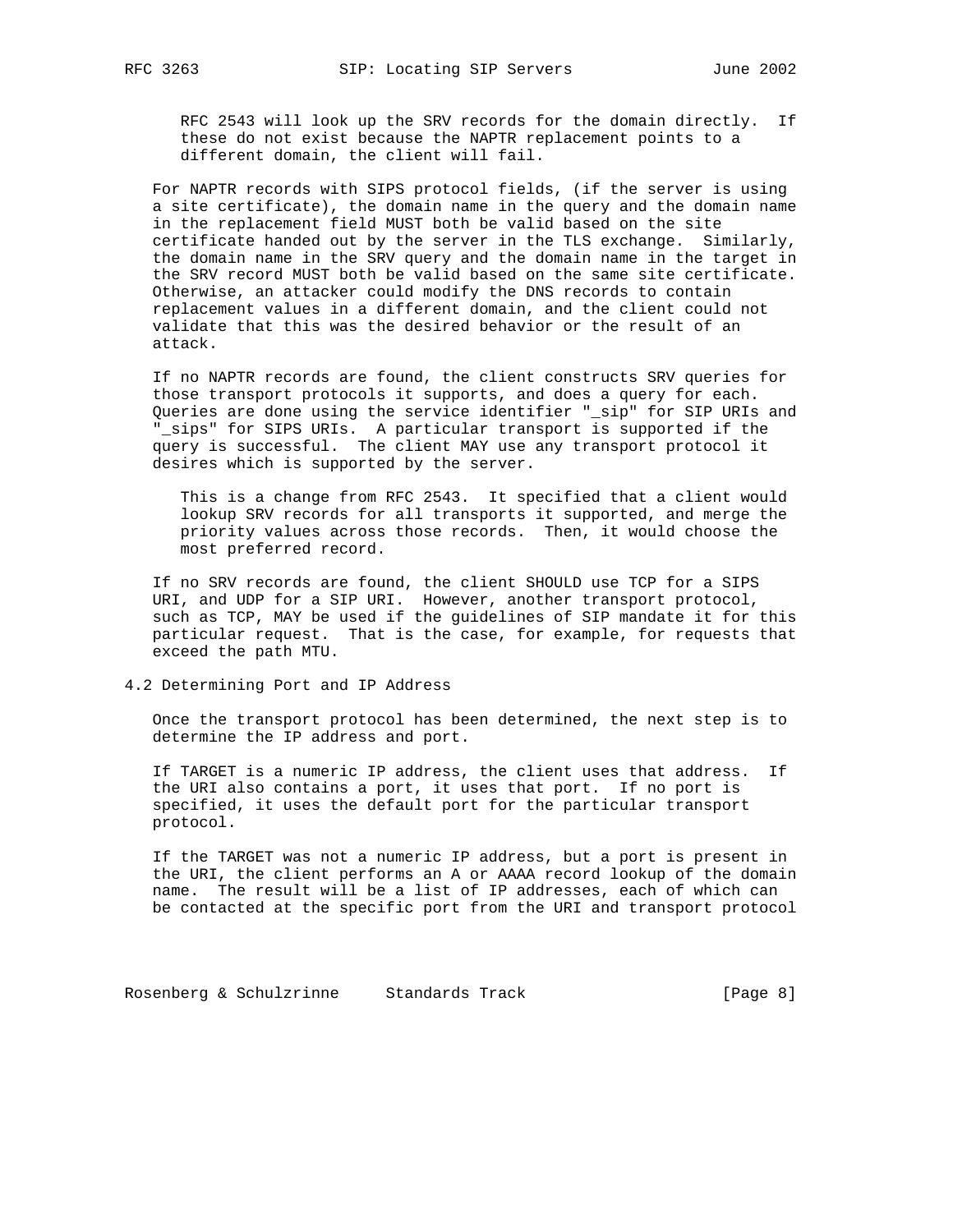RFC 2543 will look up the SRV records for the domain directly. If these do not exist because the NAPTR replacement points to a different domain, the client will fail.

For NAPTR records with SIPS protocol fields, (if the server is using a site certificate), the domain name in the query and the domain name in the replacement field MUST both be valid based on the site certificate handed out by the server in the TLS exchange. Similarly, the domain name in the SRV query and the domain name in the target in the SRV record MUST both be valid based on the same site certificate. Otherwise, an attacker could modify the DNS records to contain replacement values in a different domain, and the client could not validate that this was the desired behavior or the result of an attack.

If no NAPTR records are found, the client constructs SRV queries for those transport protocols it supports, and does a query for each. Queries are done using the service identifier "_sip" for SIP URIs and "_sips" for SIPS URIs. A particular transport is supported if the query is successful. The client MAY use any transport protocol it desires which is supported by the server.

This is a change from RFC 2543. It specified that a client would lookup SRV records for all transports it supported, and merge the priority values across those records. Then, it would choose the most preferred record.

If no SRV records are found, the client SHOULD use TCP for a SIPS URI, and UDP for a SIP URI. However, another transport protocol, such as TCP, MAY be used if the guidelines of SIP mandate it for this particular request. That is the case, for example, for requests that exceed the path MTU.

## 4.2 Determining Port and IP Address

Once the transport protocol has been determined, the next step is to determine the IP address and port.

If TARGET is a numeric IP address, the client uses that address. If the URI also contains a port, it uses that port. If no port is specified, it uses the default port for the particular transport protocol.

If the TARGET was not a numeric IP address, but a port is present in the URI, the client performs an A or AAAA record lookup of the domain name. The result will be a list of IP addresses, each of which can be contacted at the specific port from the URI and transport protocol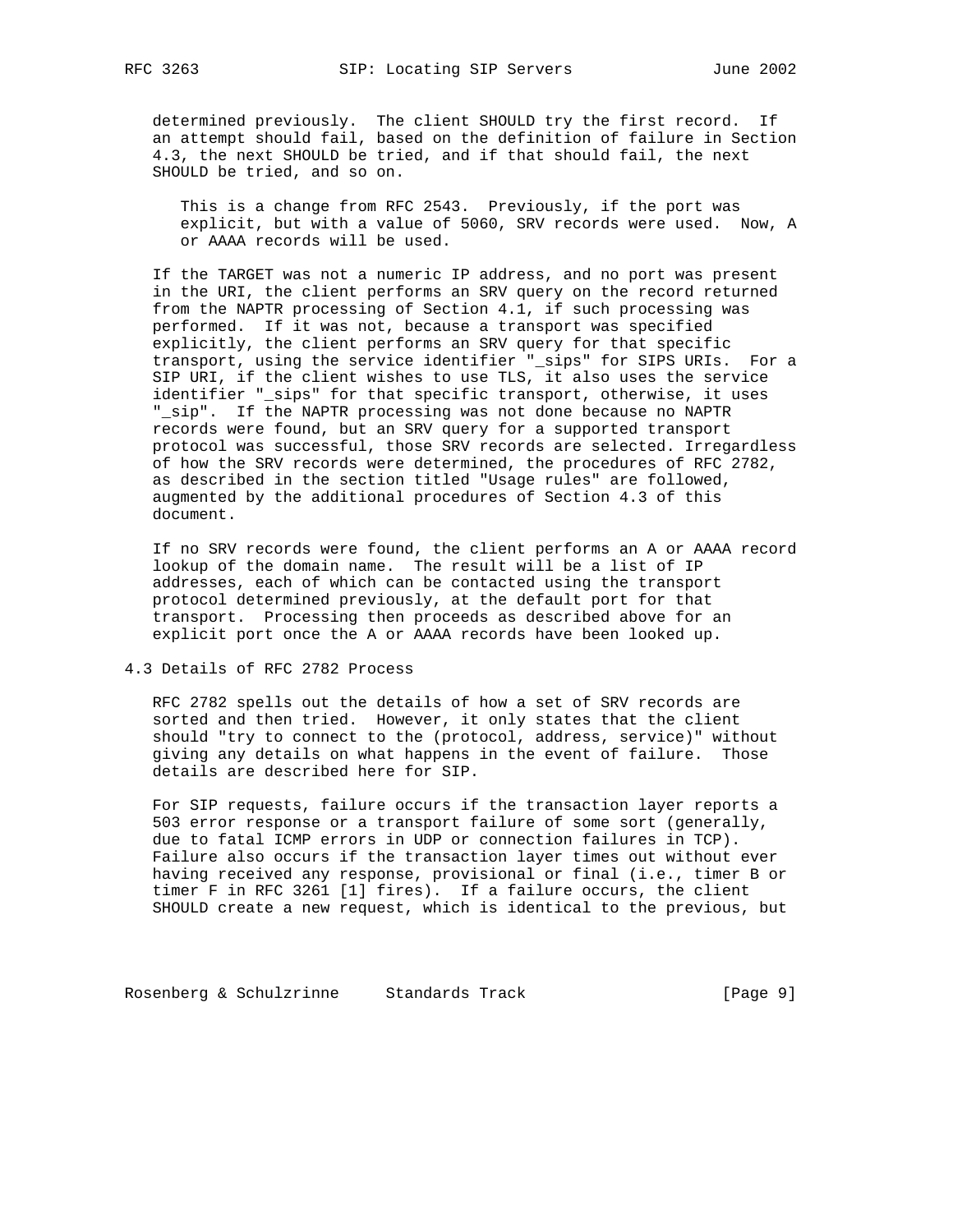determined previously. The client SHOULD try the first record. If an attempt should fail, based on the definition of failure in Section 4.3, the next SHOULD be tried, and if that should fail, the next SHOULD be tried, and so on.

> This is a change from RFC 2543. Previously, if the port was explicit, but with a value of 5060, SRV records were used. Now, A or AAAA records will be used.

If the TARGET was not a numeric IP address, and no port was present in the URI, the client performs an SRV query on the record returned from the NAPTR processing of Section 4.1, if such processing was performed. If it was not, because a transport was specified explicitly, the client performs an SRV query for that specific transport, using the service identifier "_sips" for SIPS URIs. For a SIP URI, if the client wishes to use TLS, it also uses the service identifier "_sips" for that specific transport, otherwise, it uses "_sip". If the NAPTR processing was not done because no NAPTR records were found, but an SRV query for a supported transport protocol was successful, those SRV records are selected. Irregardless of how the SRV records were determined, the procedures of RFC 2782, as described in the section titled "Usage rules" are followed, augmented by the additional procedures of Section 4.3 of this document.

If no SRV records were found, the client performs an A or AAAA record lookup of the domain name. The result will be a list of IP addresses, each of which can be contacted using the transport protocol determined previously, at the default port for that transport. Processing then proceeds as described above for an explicit port once the A or AAAA records have been looked up.

## 4.3 Details of RFC 2782 Process

RFC 2782 spells out the details of how a set of SRV records are sorted and then tried. However, it only states that the client should "try to connect to the (protocol, address, service)" without giving any details on what happens in the event of failure. Those details are described here for SIP.

For SIP requests, failure occurs if the transaction layer reports a 503 error response or a transport failure of some sort (generally, due to fatal ICMP errors in UDP or connection failures in TCP). Failure also occurs if the transaction layer times out without ever having received any response, provisional or final (i.e., timer B or timer F in RFC 3261 [1] fires). If a failure occurs, the client SHOULD create a new request, which is identical to the previous, but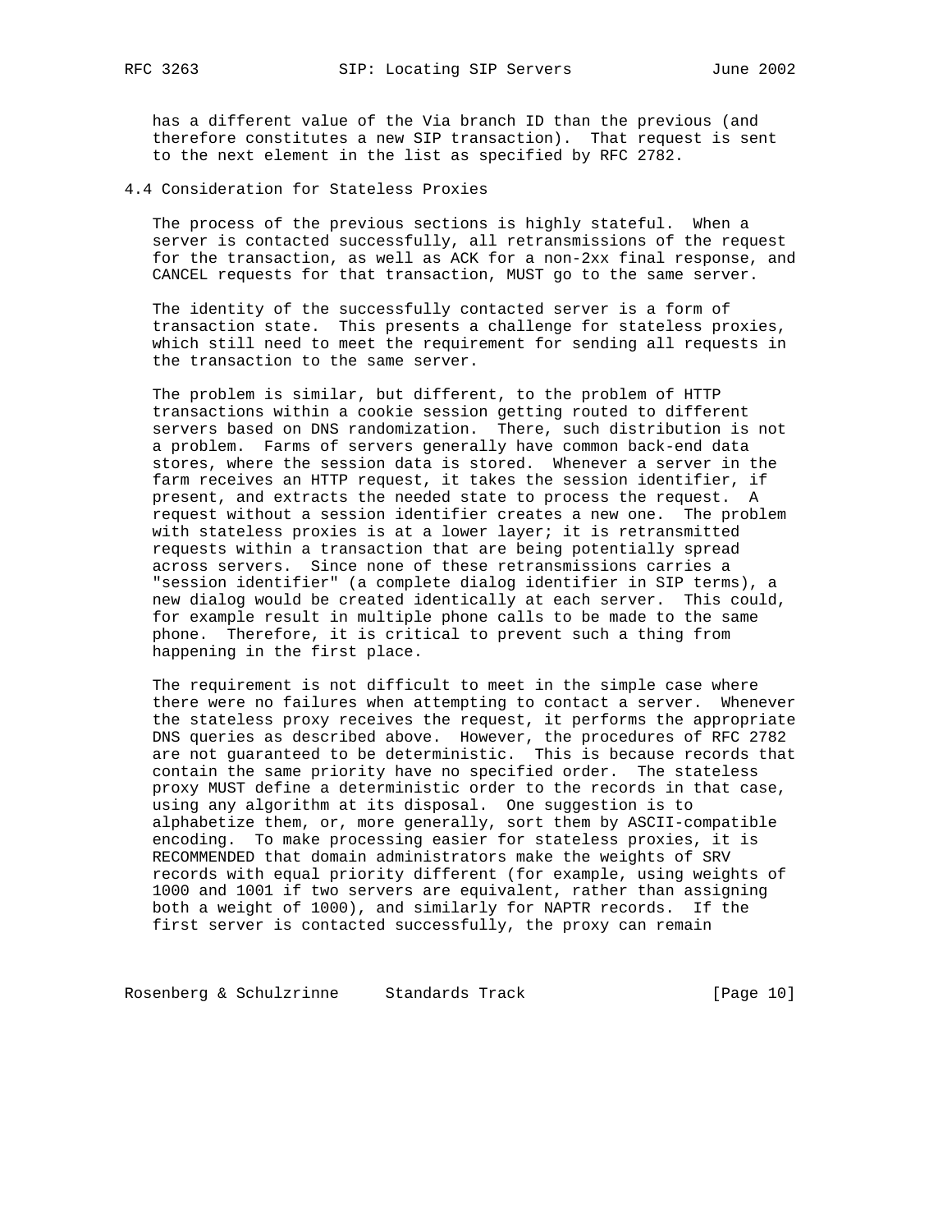has a different value of the Via branch ID than the previous (and therefore constitutes a new SIP transaction). That request is sent to the next element in the list as specified by RFC 2782.

### 4.4 Consideration for Stateless Proxies

The process of the previous sections is highly stateful. When a server is contacted successfully, all retransmissions of the request for the transaction, as well as ACK for a non-2xx final response, and CANCEL requests for that transaction, MUST go to the same server.

The identity of the successfully contacted server is a form of transaction state. This presents a challenge for stateless proxies, which still need to meet the requirement for sending all requests in the transaction to the same server.

The problem is similar, but different, to the problem of HTTP transactions within a cookie session getting routed to different servers based on DNS randomization. There, such distribution is not a problem. Farms of servers generally have common back-end data stores, where the session data is stored. Whenever a server in the farm receives an HTTP request, it takes the session identifier, if present, and extracts the needed state to process the request. A request without a session identifier creates a new one. The problem with stateless proxies is at a lower layer; it is retransmitted requests within a transaction that are being potentially spread across servers. Since none of these retransmissions carries a "session identifier" (a complete dialog identifier in SIP terms), a new dialog would be created identically at each server. This could, for example result in multiple phone calls to be made to the same phone. Therefore, it is critical to prevent such a thing from happening in the first place.

The requirement is not difficult to meet in the simple case where there were no failures when attempting to contact a server. Whenever the stateless proxy receives the request, it performs the appropriate DNS queries as described above. However, the procedures of RFC 2782 are not guaranteed to be deterministic. This is because records that contain the same priority have no specified order. The stateless proxy MUST define a deterministic order to the records in that case, using any algorithm at its disposal. One suggestion is to alphabetize them, or, more generally, sort them by ASCII-compatible encoding. To make processing easier for stateless proxies, it is RECOMMENDED that domain administrators make the weights of SRV records with equal priority different (for example, using weights of 1000 and 1001 if two servers are equivalent, rather than assigning both a weight of 1000), and similarly for NAPTR records. If the first server is contacted successfully, the proxy can remain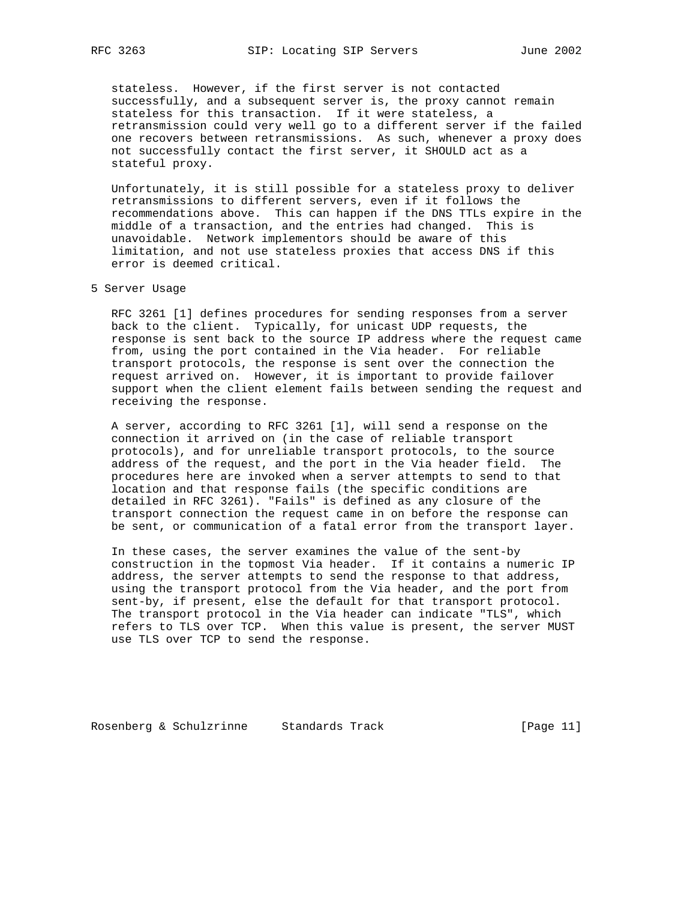stateless. However, if the first server is not contacted successfully, and a subsequent server is, the proxy cannot remain stateless for this transaction. If it were stateless, a retransmission could very well go to a different server if the failed one recovers between retransmissions. As such, whenever a proxy does not successfully contact the first server, it SHOULD act as a stateful proxy.

Unfortunately, it is still possible for a stateless proxy to deliver retransmissions to different servers, even if it follows the recommendations above. This can happen if the DNS TTLs expire in the middle of a transaction, and the entries had changed. This is unavoidable. Network implementors should be aware of this limitation, and not use stateless proxies that access DNS if this error is deemed critical.

## 5 Server Usage

RFC 3261 [1] defines procedures for sending responses from a server back to the client. Typically, for unicast UDP requests, the response is sent back to the source IP address where the request came from, using the port contained in the Via header. For reliable transport protocols, the response is sent over the connection the request arrived on. However, it is important to provide failover support when the client element fails between sending the request and receiving the response.

A server, according to RFC 3261 [1], will send a response on the connection it arrived on (in the case of reliable transport protocols), and for unreliable transport protocols, to the source address of the request, and the port in the Via header field. The procedures here are invoked when a server attempts to send to that location and that response fails (the specific conditions are detailed in RFC 3261). "Fails" is defined as any closure of the transport connection the request came in on before the response can be sent, or communication of a fatal error from the transport layer.

In these cases, the server examines the value of the sent-by construction in the topmost Via header. If it contains a numeric IP address, the server attempts to send the response to that address, using the transport protocol from the Via header, and the port from sent-by, if present, else the default for that transport protocol. The transport protocol in the Via header can indicate "TLS", which refers to TLS over TCP. When this value is present, the server MUST use TLS over TCP to send the response.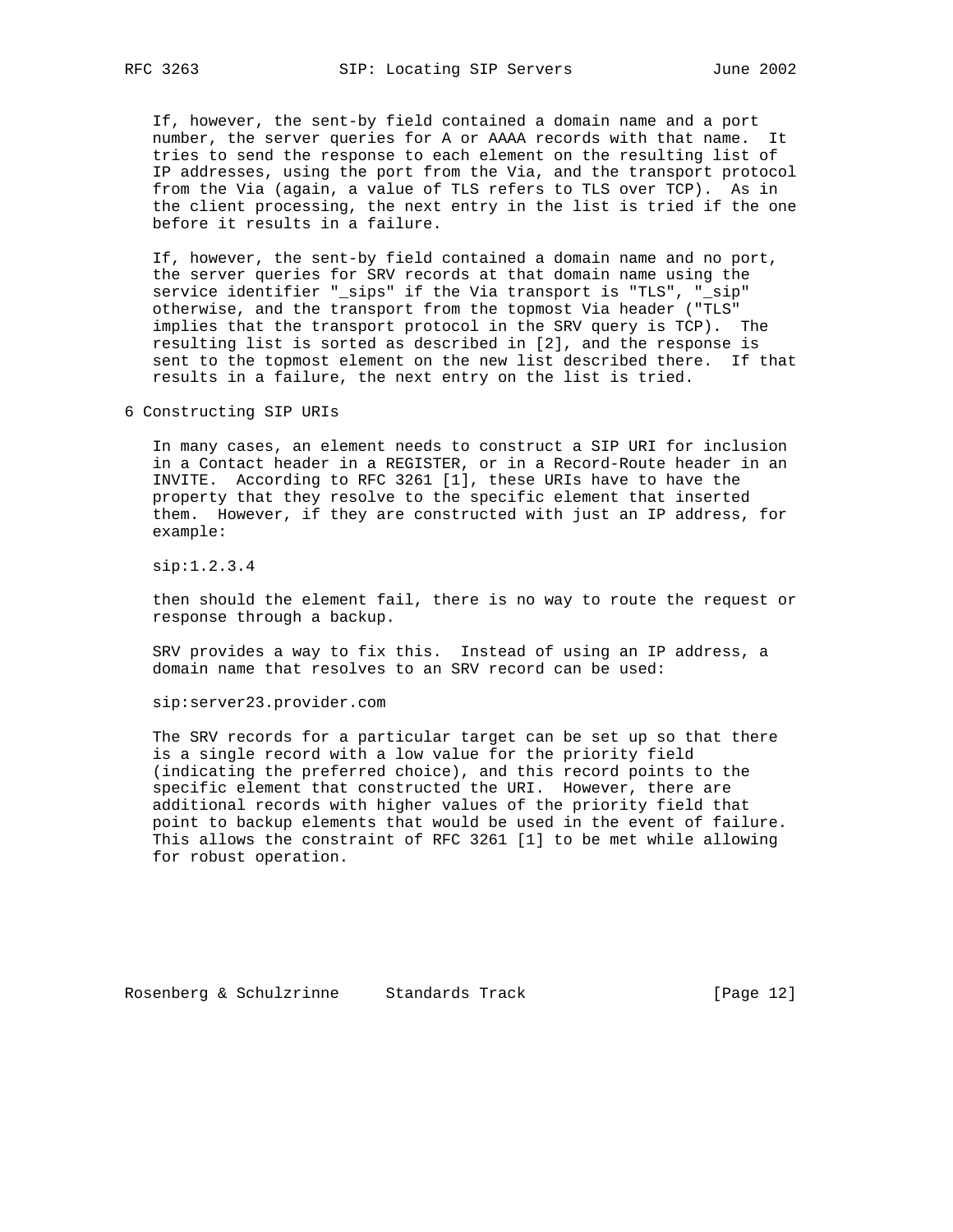If, however, the sent-by field contained a domain name and a port number, the server queries for A or AAAA records with that name. It tries to send the response to each element on the resulting list of IP addresses, using the port from the Via, and the transport protocol from the Via (again, a value of TLS refers to TLS over TCP). As in the client processing, the next entry in the list is tried if the one before it results in a failure.

If, however, the sent-by field contained a domain name and no port, the server queries for SRV records at that domain name using the service identifier "_sips" if the Via transport is "TLS", "_sip" otherwise, and the transport from the topmost Via header ("TLS" implies that the transport protocol in the SRV query is TCP). The resulting list is sorted as described in [2], and the response is sent to the topmost element on the new list described there. If that results in a failure, the next entry on the list is tried.

## 6 Constructing SIP URIs

In many cases, an element needs to construct a SIP URI for inclusion in a Contact header in a REGISTER, or in a Record-Route header in an INVITE. According to RFC 3261 [1], these URIs have to have the property that they resolve to the specific element that inserted them. However, if they are constructed with just an IP address, for example:

```
sip:1.2.3.4
```

then should the element fail, there is no way to route the request or response through a backup.

SRV provides a way to fix this. Instead of using an IP address, a domain name that resolves to an SRV record can be used:

```
sip:server23.provider.com
```

The SRV records for a particular target can be set up so that there is a single record with a low value for the priority field (indicating the preferred choice), and this record points to the specific element that constructed the URI. However, there are additional records with higher values of the priority field that point to backup elements that would be used in the event of failure. This allows the constraint of RFC 3261 [1] to be met while allowing for robust operation.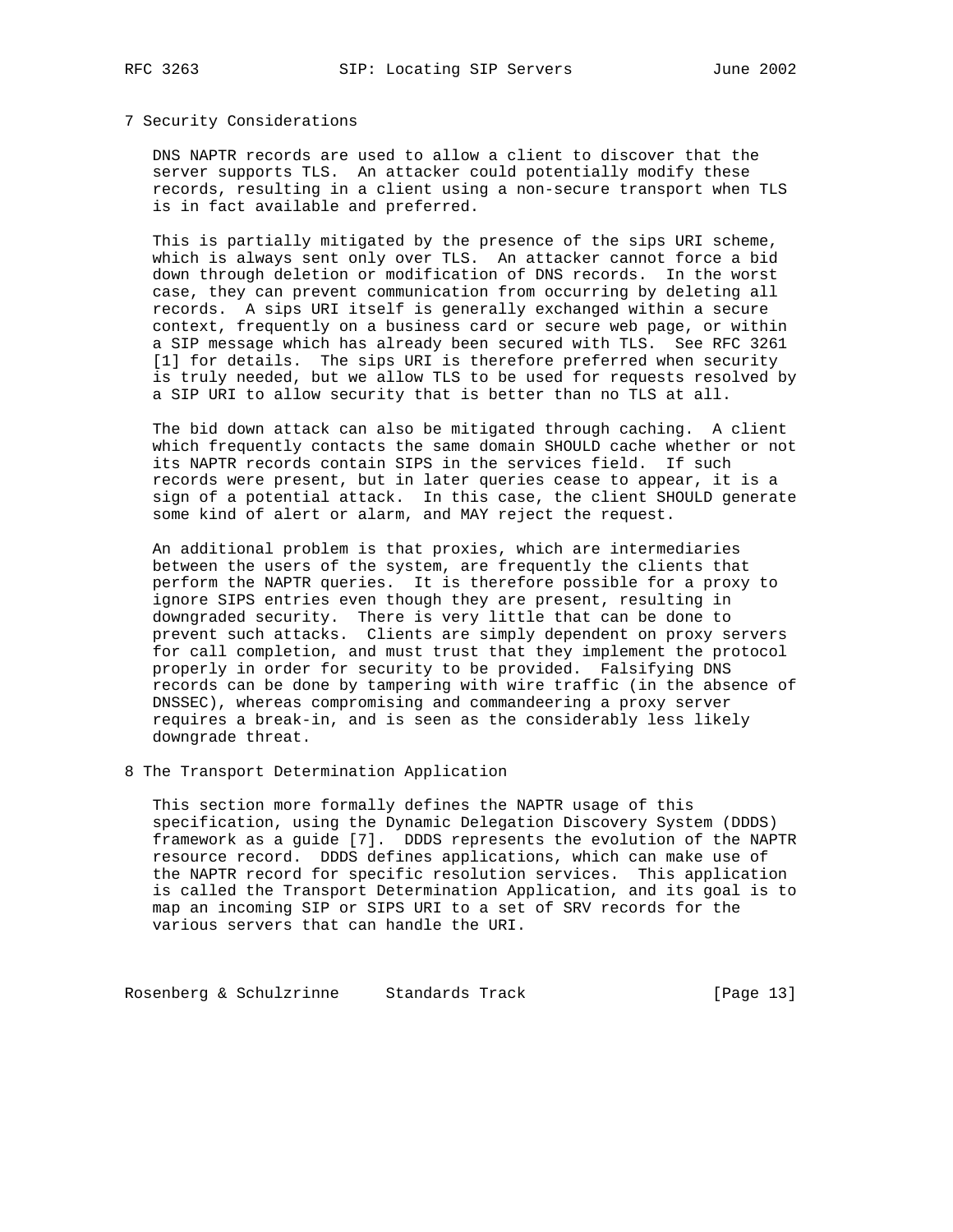## 7 Security Considerations

DNS NAPTR records are used to allow a client to discover that the server supports TLS. An attacker could potentially modify these records, resulting in a client using a non-secure transport when TLS is in fact available and preferred.

This is partially mitigated by the presence of the sips URI scheme, which is always sent only over TLS. An attacker cannot force a bid down through deletion or modification of DNS records. In the worst case, they can prevent communication from occurring by deleting all records. A sips URI itself is generally exchanged within a secure context, frequently on a business card or secure web page, or within a SIP message which has already been secured with TLS. See RFC 3261 [1] for details. The sips URI is therefore preferred when security is truly needed, but we allow TLS to be used for requests resolved by a SIP URI to allow security that is better than no TLS at all.

The bid down attack can also be mitigated through caching. A client which frequently contacts the same domain SHOULD cache whether or not its NAPTR records contain SIPS in the services field. If such records were present, but in later queries cease to appear, it is a sign of a potential attack. In this case, the client SHOULD generate some kind of alert or alarm, and MAY reject the request.

An additional problem is that proxies, which are intermediaries between the users of the system, are frequently the clients that perform the NAPTR queries. It is therefore possible for a proxy to ignore SIPS entries even though they are present, resulting in downgraded security. There is very little that can be done to prevent such attacks. Clients are simply dependent on proxy servers for call completion, and must trust that they implement the protocol properly in order for security to be provided. Falsifying DNS records can be done by tampering with wire traffic (in the absence of DNSSEC), whereas compromising and commandeering a proxy server requires a break-in, and is seen as the considerably less likely downgrade threat.

## 8 The Transport Determination Application

This section more formally defines the NAPTR usage of this specification, using the Dynamic Delegation Discovery System (DDDS) framework as a guide [7]. DDDS represents the evolution of the NAPTR resource record. DDDS defines applications, which can make use of the NAPTR record for specific resolution services. This application is called the Transport Determination Application, and its goal is to map an incoming SIP or SIPS URI to a set of SRV records for the various servers that can handle the URI.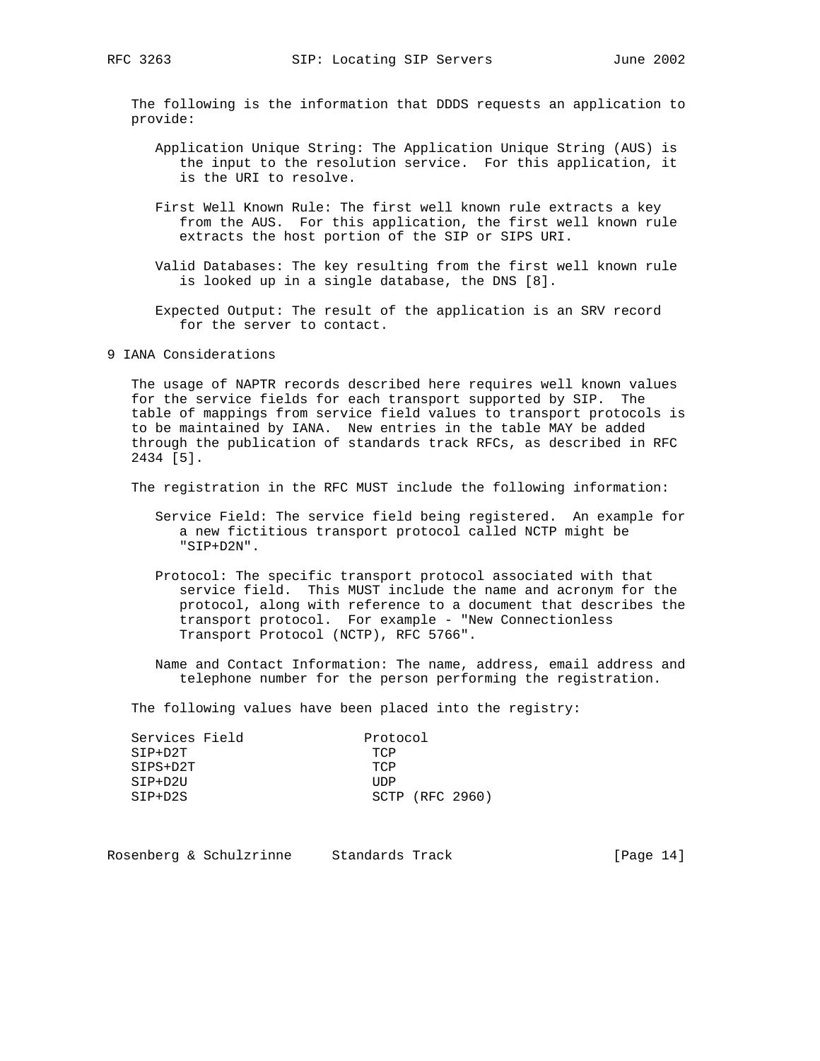The following is the information that DDDS requests an application to provide:

Application Unique String: The Application Unique String (AUS) is the input to the resolution service. For this application, it is the URI to resolve.

First Well Known Rule: The first well known rule extracts a key from the AUS. For this application, the first well known rule extracts the host portion of the SIP or SIPS URI.

Valid Databases: The key resulting from the first well known rule is looked up in a single database, the DNS [8].

Expected Output: The result of the application is an SRV record for the server to contact.

## 9 IANA Considerations

The usage of NAPTR records described here requires well known values for the service fields for each transport supported by SIP. The table of mappings from service field values to transport protocols is to be maintained by IANA. New entries in the table MAY be added through the publication of standards track RFCs, as described in RFC 2434 [5].

The registration in the RFC MUST include the following information:

Service Field: The service field being registered. An example for a new fictitious transport protocol called NCTP might be "SIP+D2N".

Protocol: The specific transport protocol associated with that service field. This MUST include the name and acronym for the protocol, along with reference to a document that describes the transport protocol. For example - "New Connectionless Transport Protocol (NCTP), RFC 5766".

Name and Contact Information: The name, address, email address and telephone number for the person performing the registration.

The following values have been placed into the registry:

| Services Field | Protocol |
|---|---|
| SIP+D2T | TCP |
| SIPS+D2T | TCP |
| SIP+D2U | UDP |
| SIP+D2S | SCTP (RFC 2960) |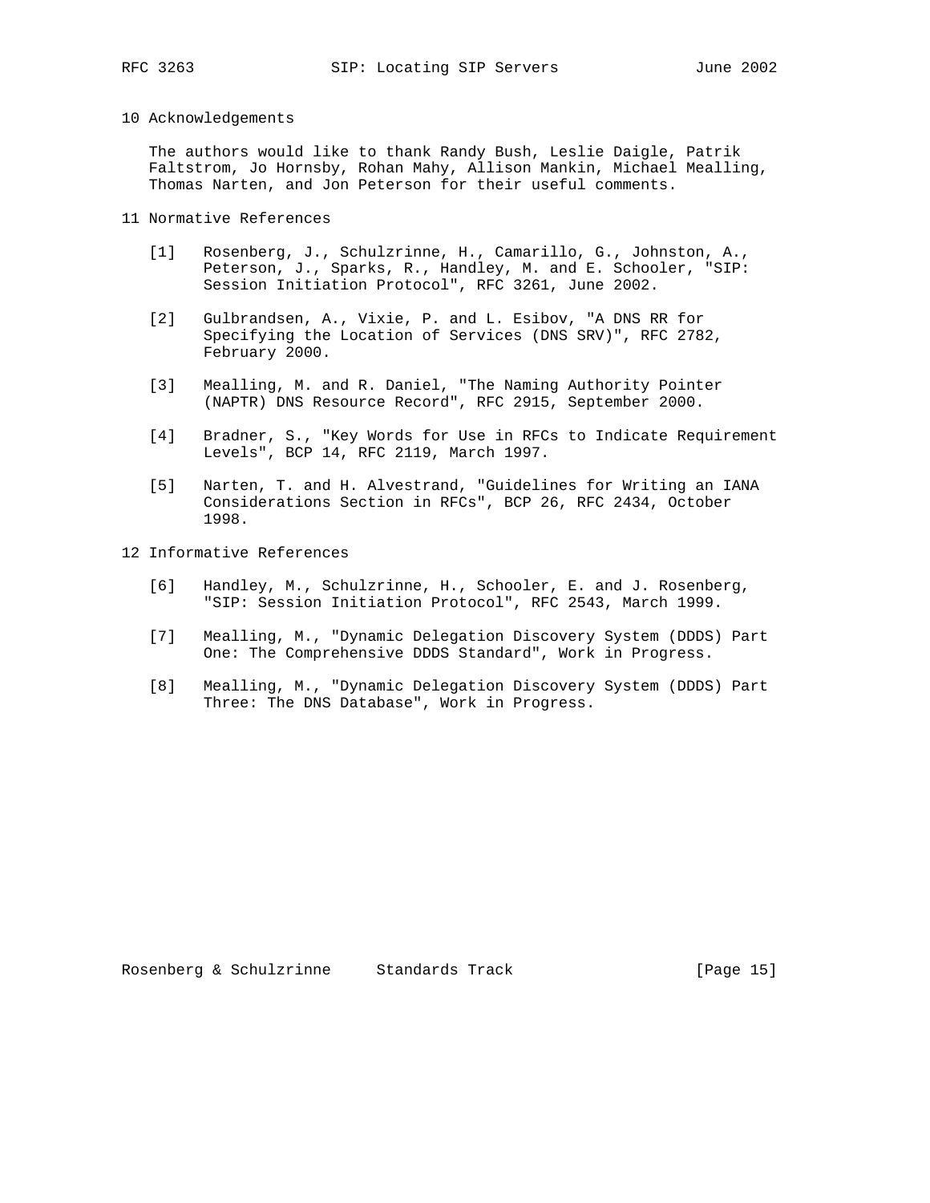## 10 Acknowledgements

The authors would like to thank Randy Bush, Leslie Daigle, Patrik Faltstrom, Jo Hornsby, Rohan Mahy, Allison Mankin, Michael Mealling, Thomas Narten, and Jon Peterson for their useful comments.

## 11 Normative References

[1] Rosenberg, J., Schulzrinne, H., Camarillo, G., Johnston, A., Peterson, J., Sparks, R., Handley, M. and E. Schooler, "SIP: Session Initiation Protocol", RFC 3261, June 2002.

[2] Gulbrandsen, A., Vixie, P. and L. Esibov, "A DNS RR for Specifying the Location of Services (DNS SRV)", RFC 2782, February 2000.

[3] Mealling, M. and R. Daniel, "The Naming Authority Pointer (NAPTR) DNS Resource Record", RFC 2915, September 2000.

[4] Bradner, S., "Key Words for Use in RFCs to Indicate Requirement Levels", BCP 14, RFC 2119, March 1997.

[5] Narten, T. and H. Alvestrand, "Guidelines for Writing an IANA Considerations Section in RFCs", BCP 26, RFC 2434, October 1998.

## 12 Informative References

[6] Handley, M., Schulzrinne, H., Schooler, E. and J. Rosenberg, "SIP: Session Initiation Protocol", RFC 2543, March 1999.

[7] Mealling, M., "Dynamic Delegation Discovery System (DDDS) Part One: The Comprehensive DDDS Standard", Work in Progress.

[8] Mealling, M., "Dynamic Delegation Discovery System (DDDS) Part Three: The DNS Database", Work in Progress.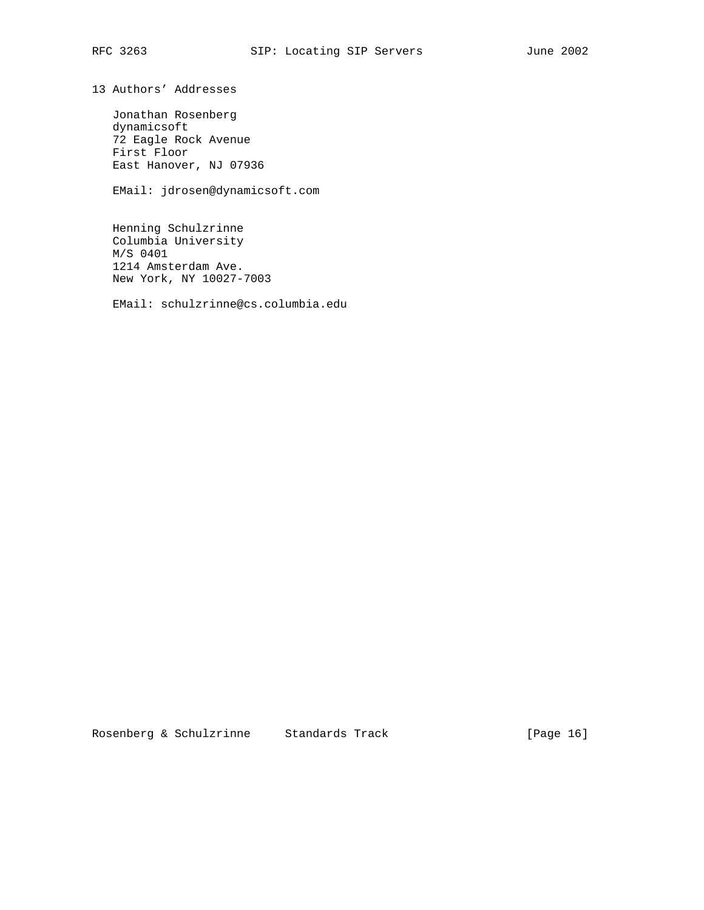## 13 Authors' Addresses

Jonathan Rosenberg
dynamicsoft
72 Eagle Rock Avenue
First Floor
East Hanover, NJ 07936

EMail: jdrosen@dynamicsoft.com

Henning Schulzrinne
Columbia University
M/S 0401
1214 Amsterdam Ave.
New York, NY 10027-7003

EMail: schulzrinne@cs.columbia.edu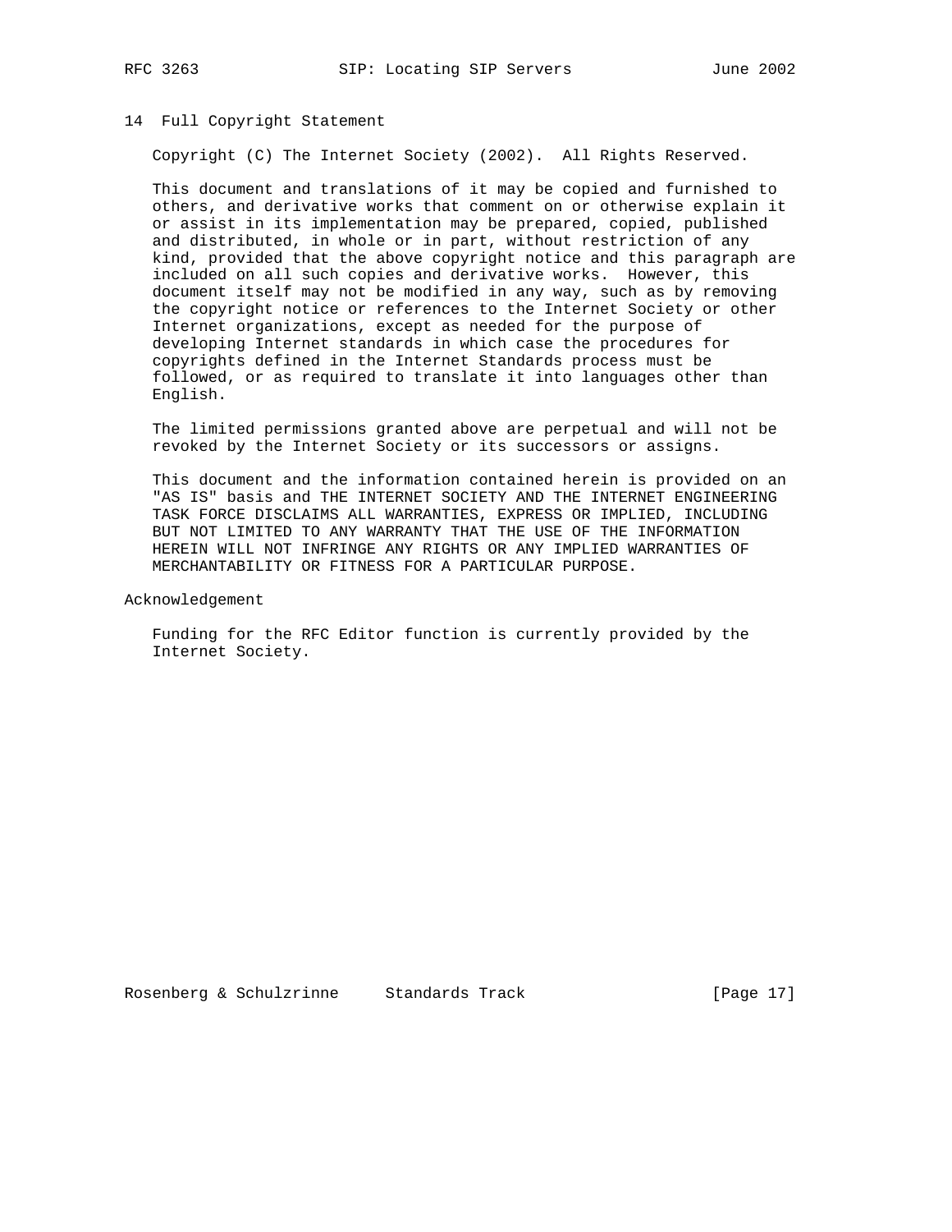## 14 Full Copyright Statement

Copyright (C) The Internet Society (2002). All Rights Reserved.

This document and translations of it may be copied and furnished to others, and derivative works that comment on or otherwise explain it or assist in its implementation may be prepared, copied, published and distributed, in whole or in part, without restriction of any kind, provided that the above copyright notice and this paragraph are included on all such copies and derivative works. However, this document itself may not be modified in any way, such as by removing the copyright notice or references to the Internet Society or other Internet organizations, except as needed for the purpose of developing Internet standards in which case the procedures for copyrights defined in the Internet Standards process must be followed, or as required to translate it into languages other than English.

The limited permissions granted above are perpetual and will not be revoked by the Internet Society or its successors or assigns.

This document and the information contained herein is provided on an "AS IS" basis and THE INTERNET SOCIETY AND THE INTERNET ENGINEERING TASK FORCE DISCLAIMS ALL WARRANTIES, EXPRESS OR IMPLIED, INCLUDING BUT NOT LIMITED TO ANY WARRANTY THAT THE USE OF THE INFORMATION HEREIN WILL NOT INFRINGE ANY RIGHTS OR ANY IMPLIED WARRANTIES OF MERCHANTABILITY OR FITNESS FOR A PARTICULAR PURPOSE.

## Acknowledgement

Funding for the RFC Editor function is currently provided by the Internet Society.